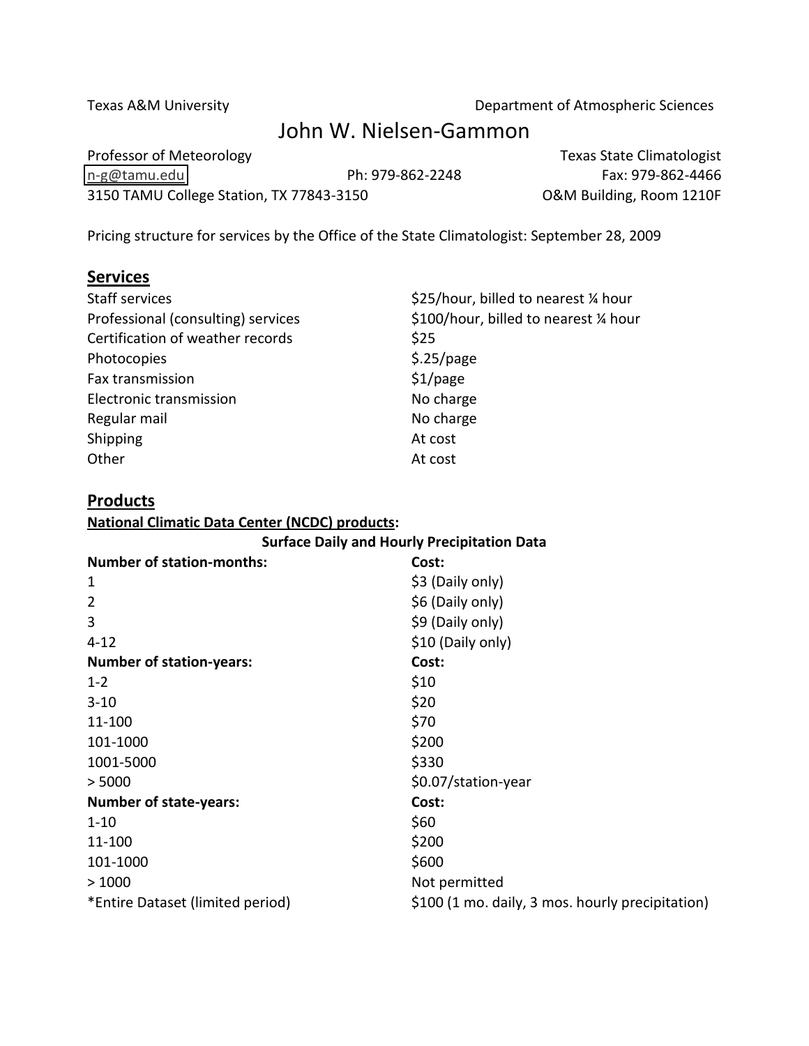Texas A&M University | Department of Atmospheric Sciences

# John W. Nielsen-Gammon

Professor of Meteorology | Texas State Climatologist

n-g@tamu.edu | Ph: 979-862-2248 | Fax: 979-862-4466

3150 TAMU College Station, TX 77843-3150 | O&M Building, Room 1210F

Pricing structure for services by the Office of the State Climatologist: September 28, 2009

## Services

| | |
|---|---|
| Staff services | $25/hour, billed to nearest ¼ hour |
| Professional (consulting) services | $100/hour, billed to nearest ¼ hour |
| Certification of weather records | $25 |
| Photocopies | $.25/page |
| Fax transmission | $1/page |
| Electronic transmission | No charge |
| Regular mail | No charge |
| Shipping | At cost |
| Other | At cost |

## Products

**National Climatic Data Center (NCDC) products:**

**Surface Daily and Hourly Precipitation Data**

| **Number of station-months:** | **Cost:** |
|---|---|
| 1 | $3 (Daily only) |
| 2 | $6 (Daily only) |
| 3 | $9 (Daily only) |
| 4-12 | $10 (Daily only) |
| **Number of station-years:** | **Cost:** |
| 1-2 | $10 |
| 3-10 | $20 |
| 11-100 | $70 |
| 101-1000 | $200 |
| 1001-5000 | $330 |
| > 5000 | $0.07/station-year |
| **Number of state-years:** | **Cost:** |
| 1-10 | $60 |
| 11-100 | $200 |
| 101-1000 | $600 |
| > 1000 | Not permitted |
| *Entire Dataset (limited period) | $100 (1 mo. daily, 3 mos. hourly precipitation) |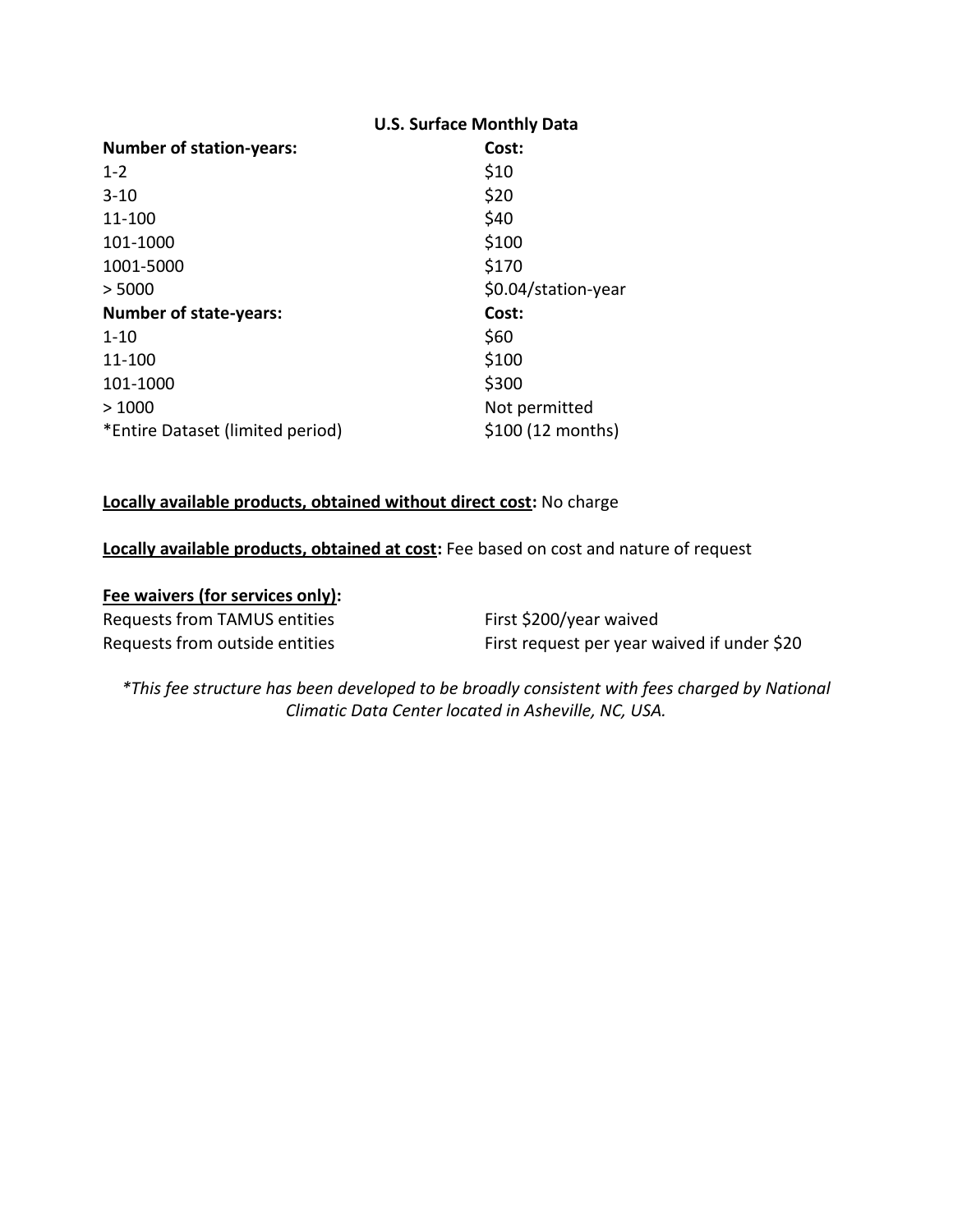**U.S. Surface Monthly Data**

| **Number of station-years:** | **Cost:** |
|---|---|
| 1-2 | $10 |
| 3-10 | $20 |
| 11-100 | $40 |
| 101-1000 | $100 |
| 1001-5000 | $170 |
| > 5000 | $0.04/station-year |
| **Number of state-years:** | **Cost:** |
| 1-10 | $60 |
| 11-100 | $100 |
| 101-1000 | $300 |
| > 1000 | Not permitted |
| *Entire Dataset (limited period) | $100 (12 months) |

**Locally available products, obtained without direct cost:** No charge

**Locally available products, obtained at cost:** Fee based on cost and nature of request

**Fee waivers (for services only):**

| | |
|---|---|
| Requests from TAMUS entities | First $200/year waived |
| Requests from outside entities | First request per year waived if under $20 |

*\*This fee structure has been developed to be broadly consistent with fees charged by National Climatic Data Center located in Asheville, NC, USA.*